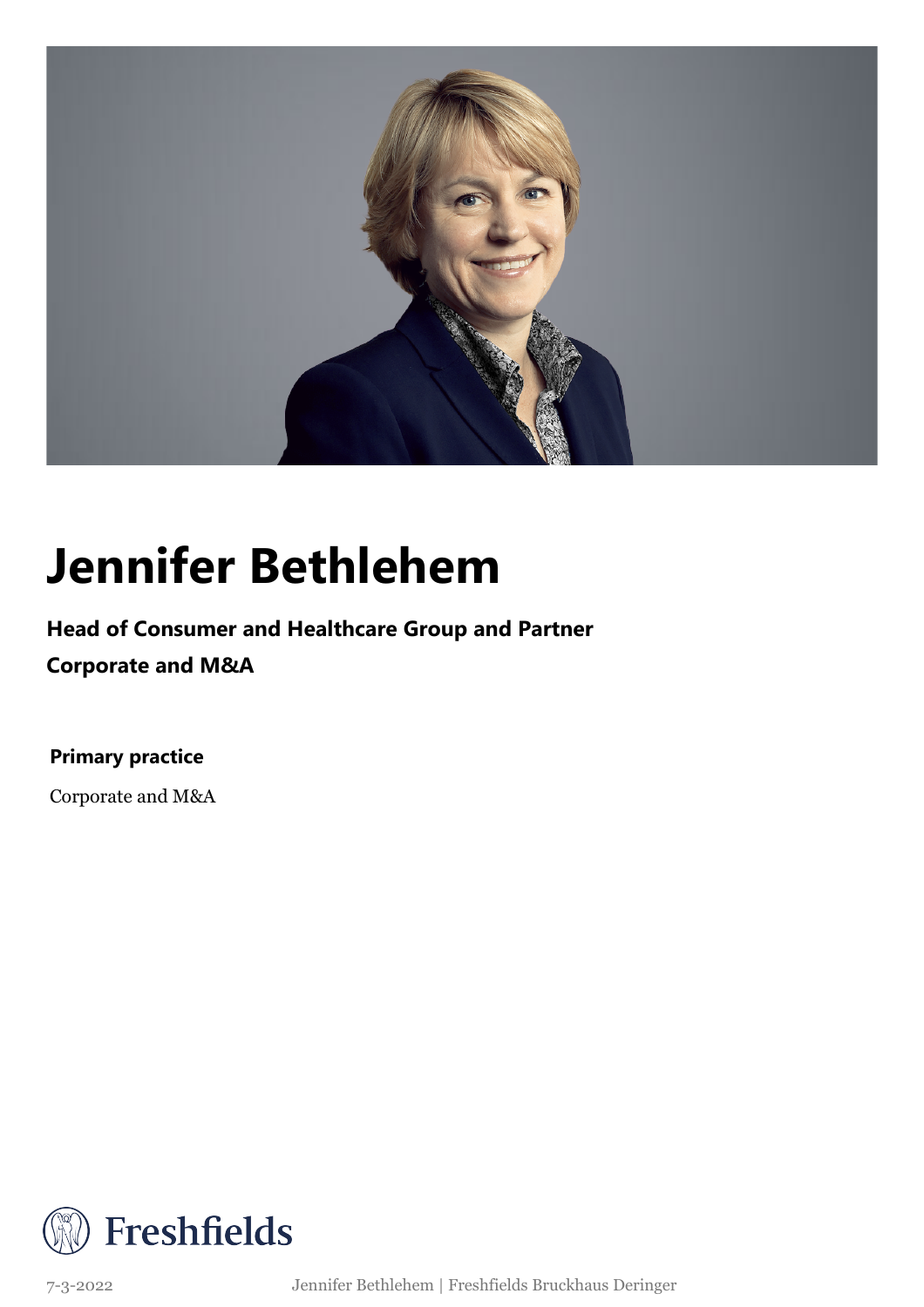# Jennifer Bethlehem

**Head of Consumer and Healthcare Group and Partner**

**Corporate and M&A**

**Primary practice**

Corporate and M&A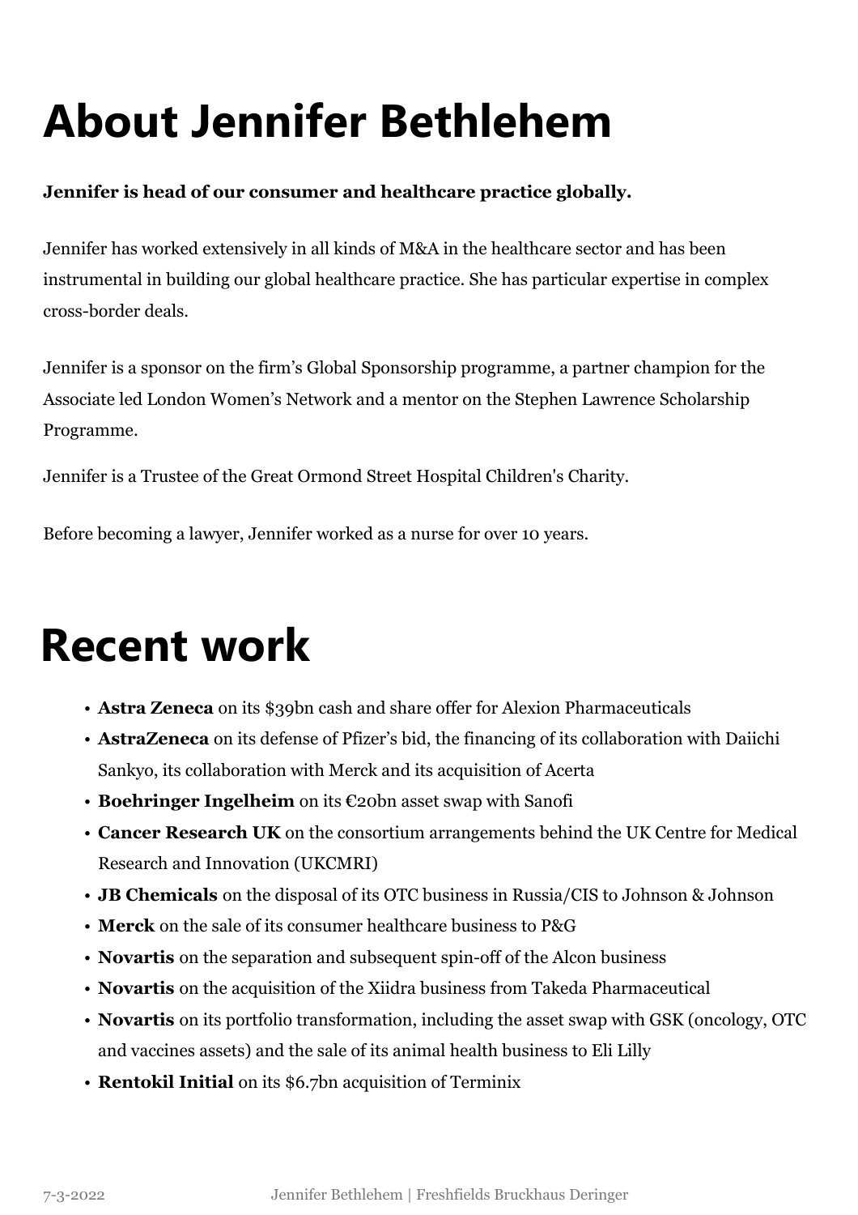# About Jennifer Bethlehem

**Jennifer is head of our consumer and healthcare practice globally.**

Jennifer has worked extensively in all kinds of M&A in the healthcare sector and has been instrumental in building our global healthcare practice. She has particular expertise in complex cross-border deals.

Jennifer is a sponsor on the firm's Global Sponsorship programme, a partner champion for the Associate led London Women's Network and a mentor on the Stephen Lawrence Scholarship Programme.

Jennifer is a Trustee of the Great Ormond Street Hospital Children's Charity.

Before becoming a lawyer, Jennifer worked as a nurse for over 10 years.

# Recent work

- **Astra Zeneca** on its $39bn cash and share offer for Alexion Pharmaceuticals
- **AstraZeneca** on its defense of Pfizer's bid, the financing of its collaboration with Daiichi Sankyo, its collaboration with Merck and its acquisition of Acerta
- **Boehringer Ingelheim** on its €20bn asset swap with Sanofi
- **Cancer Research UK** on the consortium arrangements behind the UK Centre for Medical Research and Innovation (UKCMRI)
- **JB Chemicals** on the disposal of its OTC business in Russia/CIS to Johnson & Johnson
- **Merck** on the sale of its consumer healthcare business to P&G
- **Novartis** on the separation and subsequent spin-off of the Alcon business
- **Novartis** on the acquisition of the Xiidra business from Takeda Pharmaceutical
- **Novartis** on its portfolio transformation, including the asset swap with GSK (oncology, OTC and vaccines assets) and the sale of its animal health business to Eli Lilly
- **Rentokil Initial** on its $6.7bn acquisition of Terminix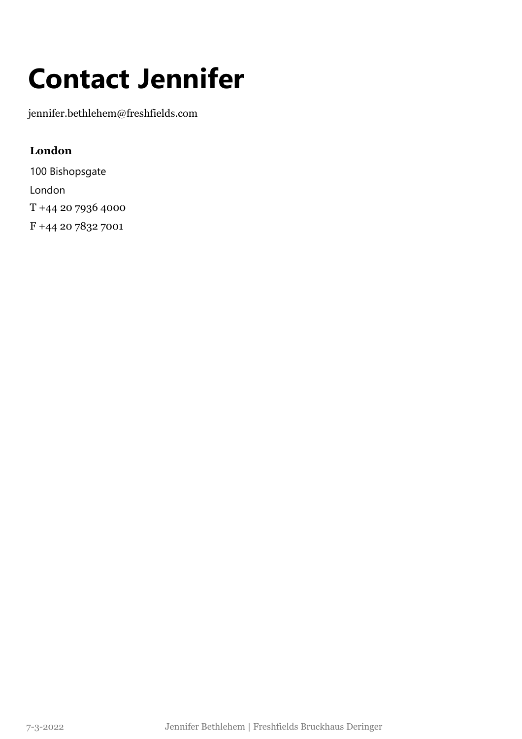# Contact Jennifer

jennifer.bethlehem@freshfields.com

**London**

100 Bishopsgate

London

T +44 20 7936 4000

F +44 20 7832 7001